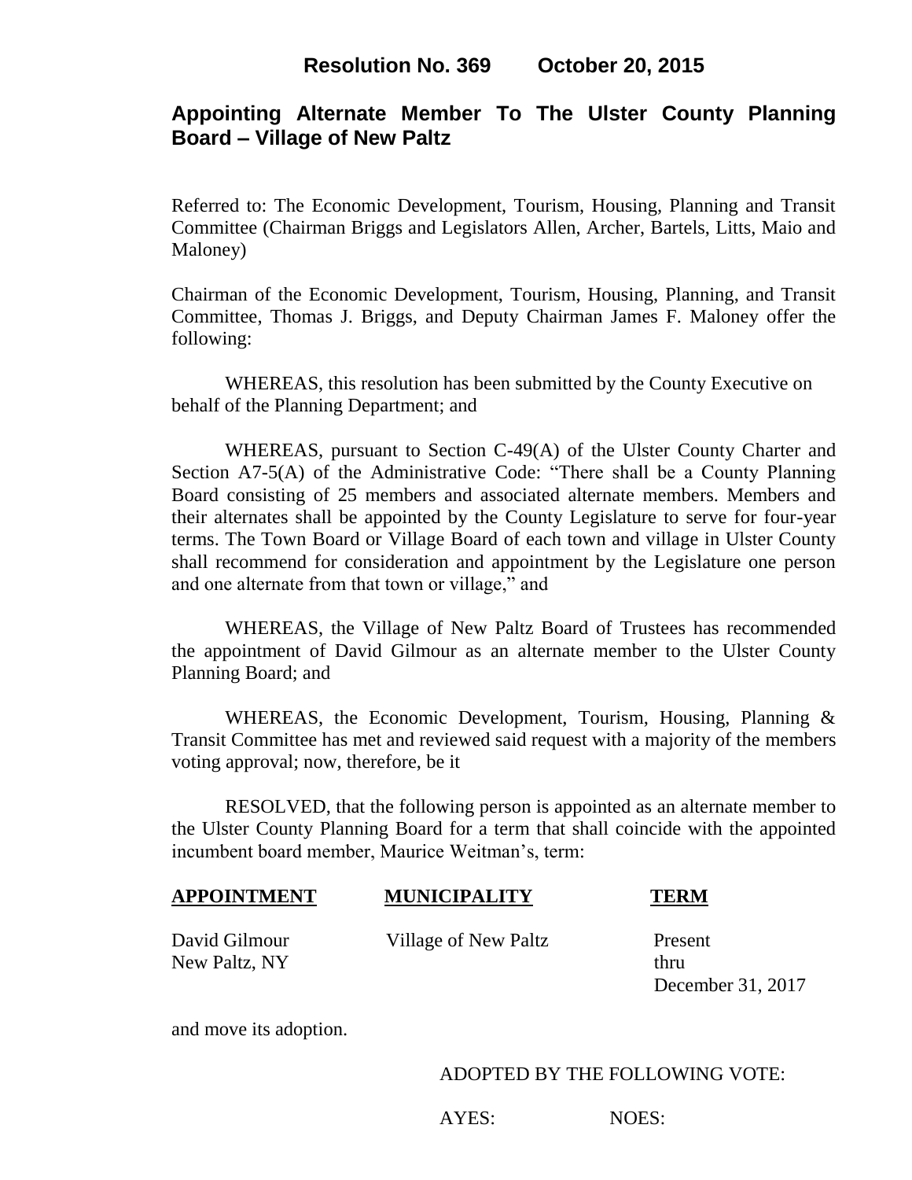## Resolution No. 369 October 20, 2015

## Appointing Alternate Member To The Ulster County Planning Board – Village of New Paltz

Referred to: The Economic Development, Tourism, Housing, Planning and Transit Committee (Chairman Briggs and Legislators Allen, Archer, Bartels, Litts, Maio and Maloney)

Chairman of the Economic Development, Tourism, Housing, Planning, and Transit Committee, Thomas J. Briggs, and Deputy Chairman James F. Maloney offer the following:

WHEREAS, this resolution has been submitted by the County Executive on behalf of the Planning Department; and

WHEREAS, pursuant to Section C-49(A) of the Ulster County Charter and Section A7-5(A) of the Administrative Code: "There shall be a County Planning Board consisting of 25 members and associated alternate members. Members and their alternates shall be appointed by the County Legislature to serve for four-year terms. The Town Board or Village Board of each town and village in Ulster County shall recommend for consideration and appointment by the Legislature one person and one alternate from that town or village," and

WHEREAS, the Village of New Paltz Board of Trustees has recommended the appointment of David Gilmour as an alternate member to the Ulster County Planning Board; and

WHEREAS, the Economic Development, Tourism, Housing, Planning & Transit Committee has met and reviewed said request with a majority of the members voting approval; now, therefore, be it

RESOLVED, that the following person is appointed as an alternate member to the Ulster County Planning Board for a term that shall coincide with the appointed incumbent board member, Maurice Weitman's, term:

| APPOINTMENT | MUNICIPALITY | TERM |
|---|---|---|
| David Gilmour<br>New Paltz, NY | Village of New Paltz | Present<br>thru<br>December 31, 2017 |

and move its adoption.

ADOPTED BY THE FOLLOWING VOTE:

AYES: NOES: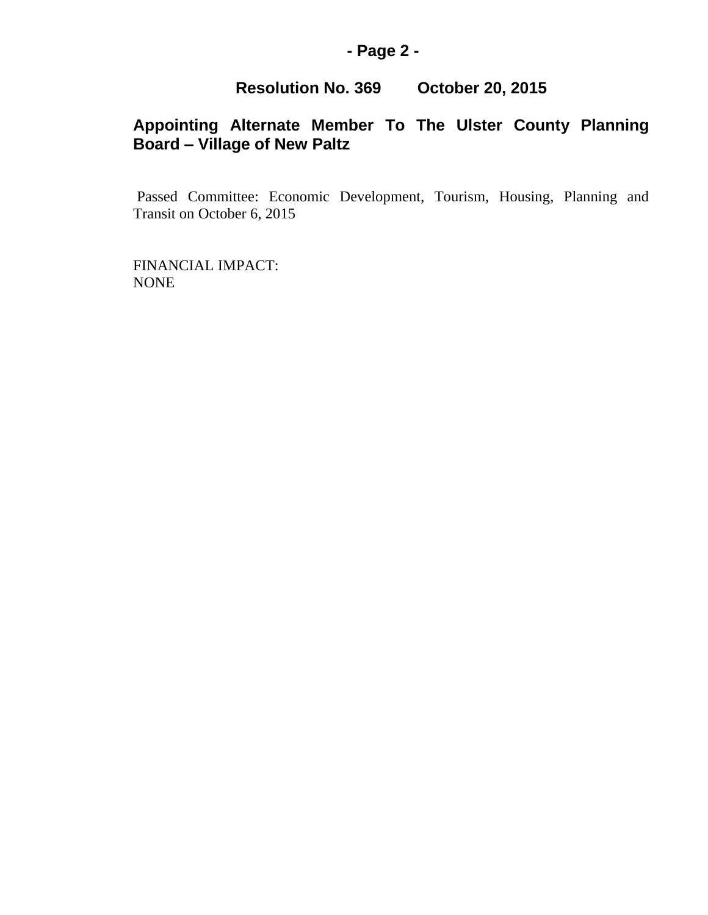**Resolution No. 369 October 20, 2015**

**Appointing Alternate Member To The Ulster County Planning Board – Village of New Paltz**

Passed Committee: Economic Development, Tourism, Housing, Planning and Transit on October 6, 2015

FINANCIAL IMPACT:
NONE